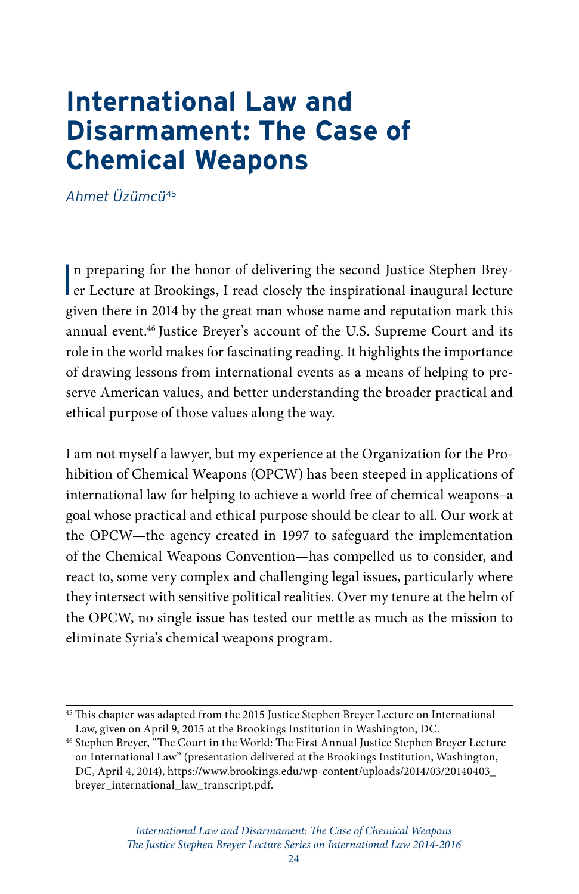# International Law and Disarmament: The Case of Chemical Weapons

*Ahmet Üzümcü*[45]

In preparing for the honor of delivering the second Justice Stephen Breyer Lecture at Brookings, I read closely the inspirational inaugural lecture given there in 2014 by the great man whose name and reputation mark this annual event.[46] Justice Breyer's account of the U.S. Supreme Court and its role in the world makes for fascinating reading. It highlights the importance of drawing lessons from international events as a means of helping to preserve American values, and better understanding the broader practical and ethical purpose of those values along the way.

I am not myself a lawyer, but my experience at the Organization for the Prohibition of Chemical Weapons (OPCW) has been steeped in applications of international law for helping to achieve a world free of chemical weapons–a goal whose practical and ethical purpose should be clear to all. Our work at the OPCW—the agency created in 1997 to safeguard the implementation of the Chemical Weapons Convention—has compelled us to consider, and react to, some very complex and challenging legal issues, particularly where they intersect with sensitive political realities. Over my tenure at the helm of the OPCW, no single issue has tested our mettle as much as the mission to eliminate Syria's chemical weapons program.

---

[45] This chapter was adapted from the 2015 Justice Stephen Breyer Lecture on International Law, given on April 9, 2015 at the Brookings Institution in Washington, DC.

[46] Stephen Breyer, "The Court in the World: The First Annual Justice Stephen Breyer Lecture on International Law" (presentation delivered at the Brookings Institution, Washington, DC, April 4, 2014), https://www.brookings.edu/wp-content/uploads/2014/03/20140403_breyer_international_law_transcript.pdf.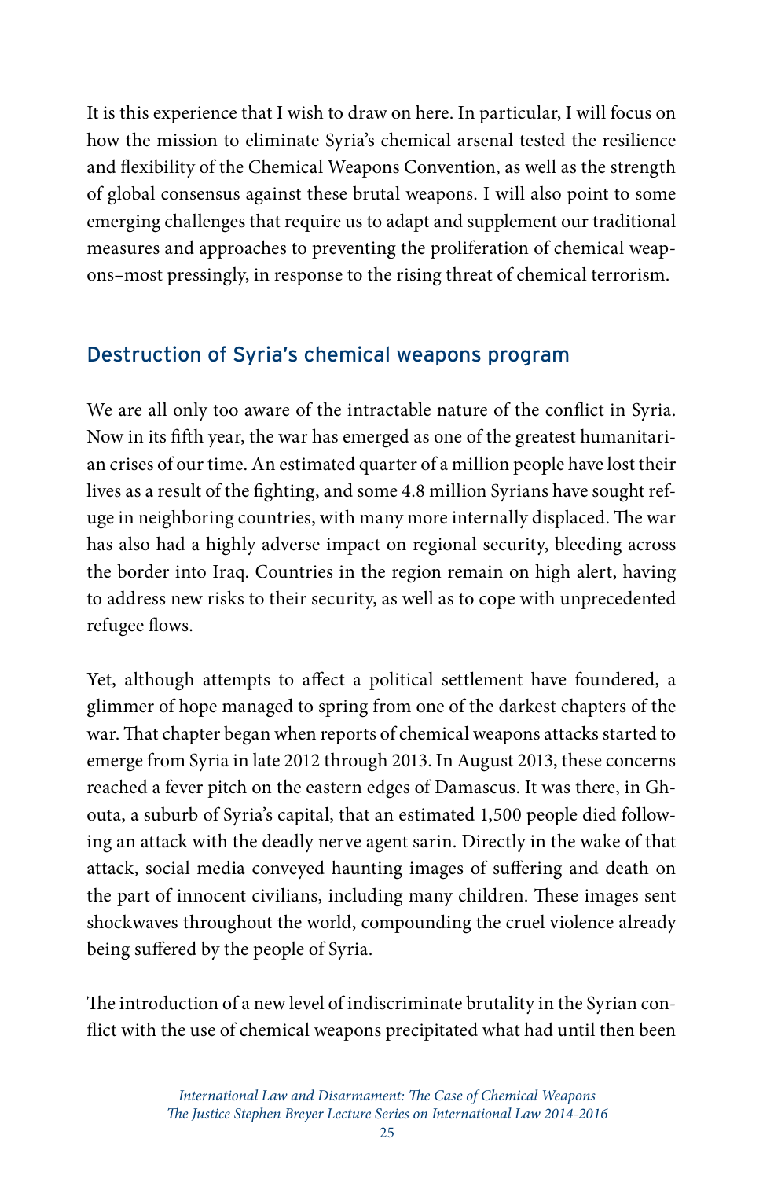It is this experience that I wish to draw on here. In particular, I will focus on how the mission to eliminate Syria's chemical arsenal tested the resilience and flexibility of the Chemical Weapons Convention, as well as the strength of global consensus against these brutal weapons. I will also point to some emerging challenges that require us to adapt and supplement our traditional measures and approaches to preventing the proliferation of chemical weapons–most pressingly, in response to the rising threat of chemical terrorism.

## Destruction of Syria's chemical weapons program

We are all only too aware of the intractable nature of the conflict in Syria. Now in its fifth year, the war has emerged as one of the greatest humanitarian crises of our time. An estimated quarter of a million people have lost their lives as a result of the fighting, and some 4.8 million Syrians have sought refuge in neighboring countries, with many more internally displaced. The war has also had a highly adverse impact on regional security, bleeding across the border into Iraq. Countries in the region remain on high alert, having to address new risks to their security, as well as to cope with unprecedented refugee flows.

Yet, although attempts to affect a political settlement have foundered, a glimmer of hope managed to spring from one of the darkest chapters of the war. That chapter began when reports of chemical weapons attacks started to emerge from Syria in late 2012 through 2013. In August 2013, these concerns reached a fever pitch on the eastern edges of Damascus. It was there, in Ghouta, a suburb of Syria's capital, that an estimated 1,500 people died following an attack with the deadly nerve agent sarin. Directly in the wake of that attack, social media conveyed haunting images of suffering and death on the part of innocent civilians, including many children. These images sent shockwaves throughout the world, compounding the cruel violence already being suffered by the people of Syria.

The introduction of a new level of indiscriminate brutality in the Syrian conflict with the use of chemical weapons precipitated what had until then been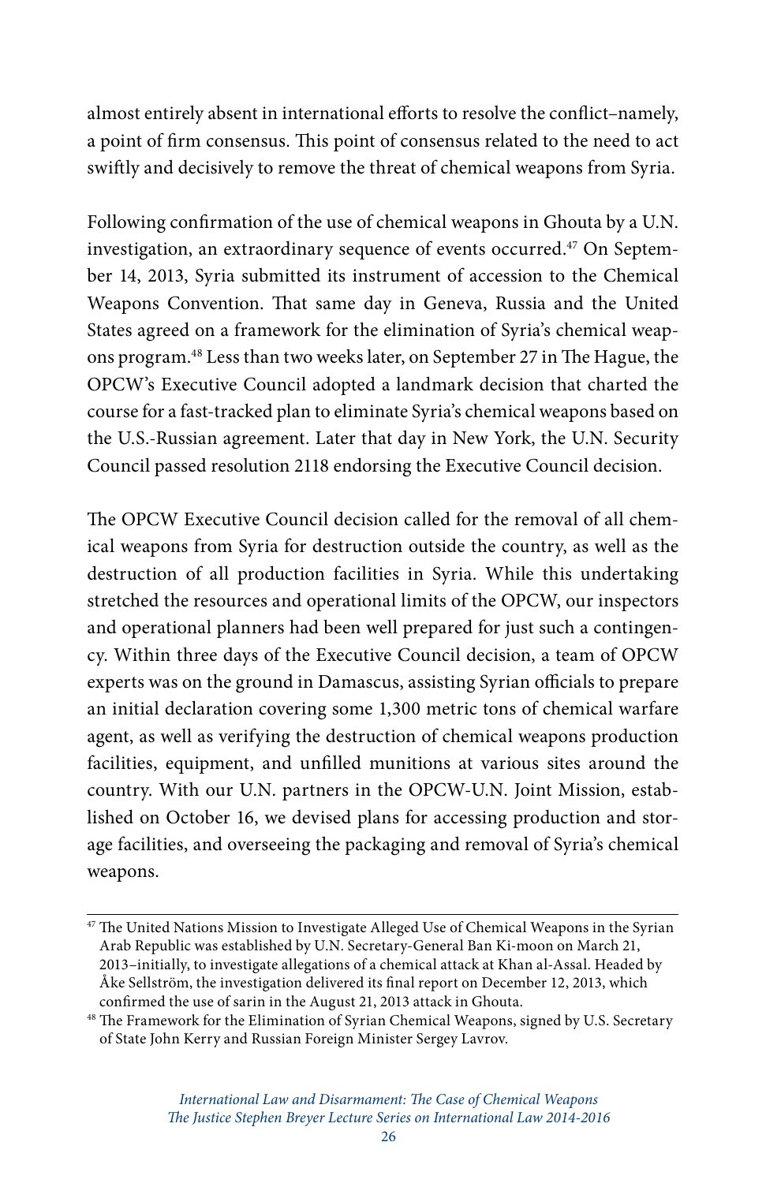almost entirely absent in international efforts to resolve the conflict–namely, a point of firm consensus. This point of consensus related to the need to act swiftly and decisively to remove the threat of chemical weapons from Syria.

Following confirmation of the use of chemical weapons in Ghouta by a U.N. investigation, an extraordinary sequence of events occurred.[47] On September 14, 2013, Syria submitted its instrument of accession to the Chemical Weapons Convention. That same day in Geneva, Russia and the United States agreed on a framework for the elimination of Syria's chemical weapons program.[48] Less than two weeks later, on September 27 in The Hague, the OPCW's Executive Council adopted a landmark decision that charted the course for a fast-tracked plan to eliminate Syria's chemical weapons based on the U.S.-Russian agreement. Later that day in New York, the U.N. Security Council passed resolution 2118 endorsing the Executive Council decision.

The OPCW Executive Council decision called for the removal of all chemical weapons from Syria for destruction outside the country, as well as the destruction of all production facilities in Syria. While this undertaking stretched the resources and operational limits of the OPCW, our inspectors and operational planners had been well prepared for just such a contingency. Within three days of the Executive Council decision, a team of OPCW experts was on the ground in Damascus, assisting Syrian officials to prepare an initial declaration covering some 1,300 metric tons of chemical warfare agent, as well as verifying the destruction of chemical weapons production facilities, equipment, and unfilled munitions at various sites around the country. With our U.N. partners in the OPCW-U.N. Joint Mission, established on October 16, we devised plans for accessing production and storage facilities, and overseeing the packaging and removal of Syria's chemical weapons.

---

[47] The United Nations Mission to Investigate Alleged Use of Chemical Weapons in the Syrian Arab Republic was established by U.N. Secretary-General Ban Ki-moon on March 21, 2013–initially, to investigate allegations of a chemical attack at Khan al-Assal. Headed by Åke Sellström, the investigation delivered its final report on December 12, 2013, which confirmed the use of sarin in the August 21, 2013 attack in Ghouta.

[48] The Framework for the Elimination of Syrian Chemical Weapons, signed by U.S. Secretary of State John Kerry and Russian Foreign Minister Sergey Lavrov.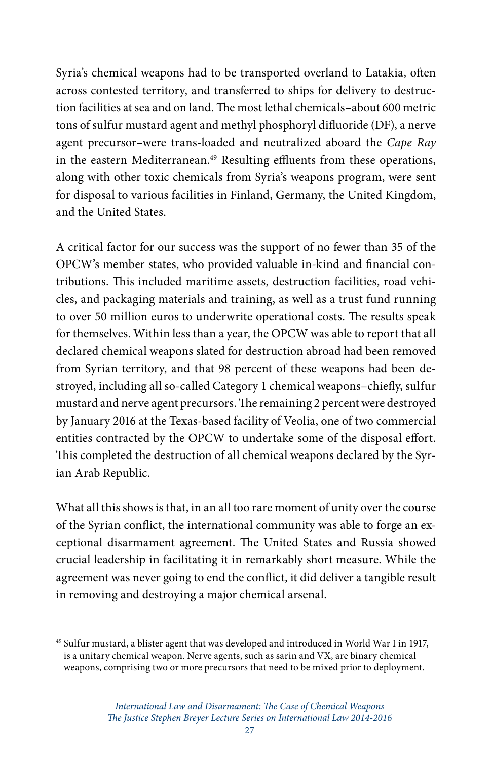Syria's chemical weapons had to be transported overland to Latakia, often across contested territory, and transferred to ships for delivery to destruction facilities at sea and on land. The most lethal chemicals–about 600 metric tons of sulfur mustard agent and methyl phosphoryl difluoride (DF), a nerve agent precursor–were trans-loaded and neutralized aboard the *Cape Ray* in the eastern Mediterranean.[49] Resulting effluents from these operations, along with other toxic chemicals from Syria's weapons program, were sent for disposal to various facilities in Finland, Germany, the United Kingdom, and the United States.

A critical factor for our success was the support of no fewer than 35 of the OPCW's member states, who provided valuable in-kind and financial contributions. This included maritime assets, destruction facilities, road vehicles, and packaging materials and training, as well as a trust fund running to over 50 million euros to underwrite operational costs. The results speak for themselves. Within less than a year, the OPCW was able to report that all declared chemical weapons slated for destruction abroad had been removed from Syrian territory, and that 98 percent of these weapons had been destroyed, including all so-called Category 1 chemical weapons–chiefly, sulfur mustard and nerve agent precursors. The remaining 2 percent were destroyed by January 2016 at the Texas-based facility of Veolia, one of two commercial entities contracted by the OPCW to undertake some of the disposal effort. This completed the destruction of all chemical weapons declared by the Syrian Arab Republic.

What all this shows is that, in an all too rare moment of unity over the course of the Syrian conflict, the international community was able to forge an exceptional disarmament agreement. The United States and Russia showed crucial leadership in facilitating it in remarkably short measure. While the agreement was never going to end the conflict, it did deliver a tangible result in removing and destroying a major chemical arsenal.

---

[49] Sulfur mustard, a blister agent that was developed and introduced in World War I in 1917, is a unitary chemical weapon. Nerve agents, such as sarin and VX, are binary chemical weapons, comprising two or more precursors that need to be mixed prior to deployment.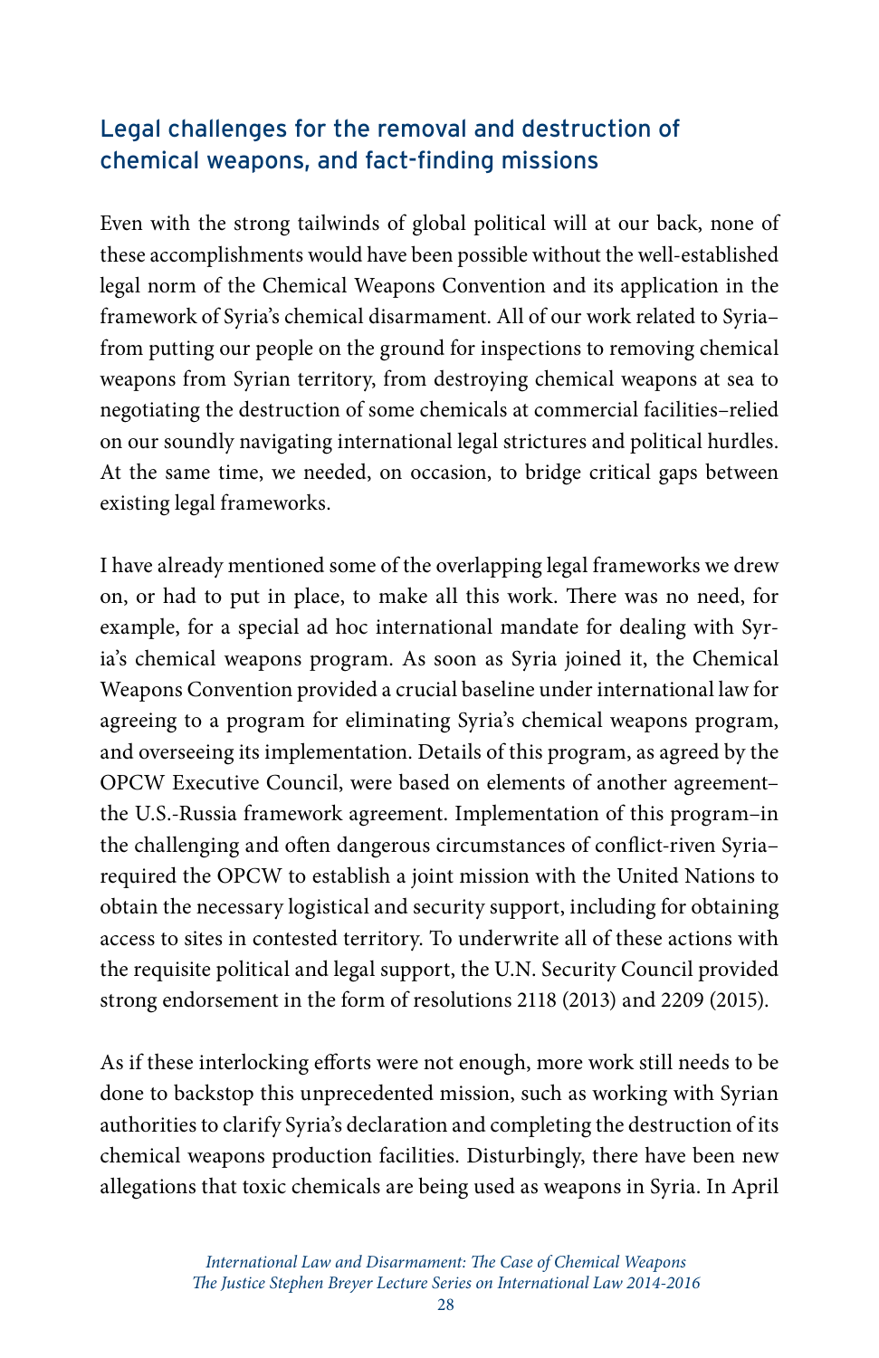## Legal challenges for the removal and destruction of chemical weapons, and fact-finding missions

Even with the strong tailwinds of global political will at our back, none of these accomplishments would have been possible without the well-established legal norm of the Chemical Weapons Convention and its application in the framework of Syria's chemical disarmament. All of our work related to Syria–from putting our people on the ground for inspections to removing chemical weapons from Syrian territory, from destroying chemical weapons at sea to negotiating the destruction of some chemicals at commercial facilities–relied on our soundly navigating international legal strictures and political hurdles. At the same time, we needed, on occasion, to bridge critical gaps between existing legal frameworks.

I have already mentioned some of the overlapping legal frameworks we drew on, or had to put in place, to make all this work. There was no need, for example, for a special ad hoc international mandate for dealing with Syria's chemical weapons program. As soon as Syria joined it, the Chemical Weapons Convention provided a crucial baseline under international law for agreeing to a program for eliminating Syria's chemical weapons program, and overseeing its implementation. Details of this program, as agreed by the OPCW Executive Council, were based on elements of another agreement–the U.S.-Russia framework agreement. Implementation of this program–in the challenging and often dangerous circumstances of conflict-riven Syria–required the OPCW to establish a joint mission with the United Nations to obtain the necessary logistical and security support, including for obtaining access to sites in contested territory. To underwrite all of these actions with the requisite political and legal support, the U.N. Security Council provided strong endorsement in the form of resolutions 2118 (2013) and 2209 (2015).

As if these interlocking efforts were not enough, more work still needs to be done to backstop this unprecedented mission, such as working with Syrian authorities to clarify Syria's declaration and completing the destruction of its chemical weapons production facilities. Disturbingly, there have been new allegations that toxic chemicals are being used as weapons in Syria. In April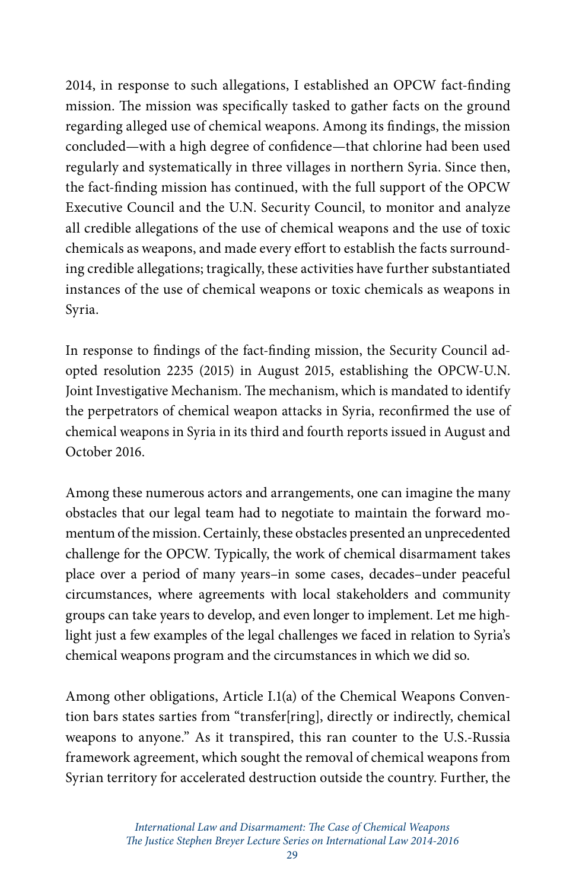2014, in response to such allegations, I established an OPCW fact-finding mission. The mission was specifically tasked to gather facts on the ground regarding alleged use of chemical weapons. Among its findings, the mission concluded—with a high degree of confidence—that chlorine had been used regularly and systematically in three villages in northern Syria. Since then, the fact-finding mission has continued, with the full support of the OPCW Executive Council and the U.N. Security Council, to monitor and analyze all credible allegations of the use of chemical weapons and the use of toxic chemicals as weapons, and made every effort to establish the facts surrounding credible allegations; tragically, these activities have further substantiated instances of the use of chemical weapons or toxic chemicals as weapons in Syria.

In response to findings of the fact-finding mission, the Security Council adopted resolution 2235 (2015) in August 2015, establishing the OPCW-U.N. Joint Investigative Mechanism. The mechanism, which is mandated to identify the perpetrators of chemical weapon attacks in Syria, reconfirmed the use of chemical weapons in Syria in its third and fourth reports issued in August and October 2016.

Among these numerous actors and arrangements, one can imagine the many obstacles that our legal team had to negotiate to maintain the forward momentum of the mission. Certainly, these obstacles presented an unprecedented challenge for the OPCW. Typically, the work of chemical disarmament takes place over a period of many years–in some cases, decades–under peaceful circumstances, where agreements with local stakeholders and community groups can take years to develop, and even longer to implement. Let me highlight just a few examples of the legal challenges we faced in relation to Syria's chemical weapons program and the circumstances in which we did so.

Among other obligations, Article I.1(a) of the Chemical Weapons Convention bars states sarties from "transfer[ring], directly or indirectly, chemical weapons to anyone." As it transpired, this ran counter to the U.S.-Russia framework agreement, which sought the removal of chemical weapons from Syrian territory for accelerated destruction outside the country. Further, the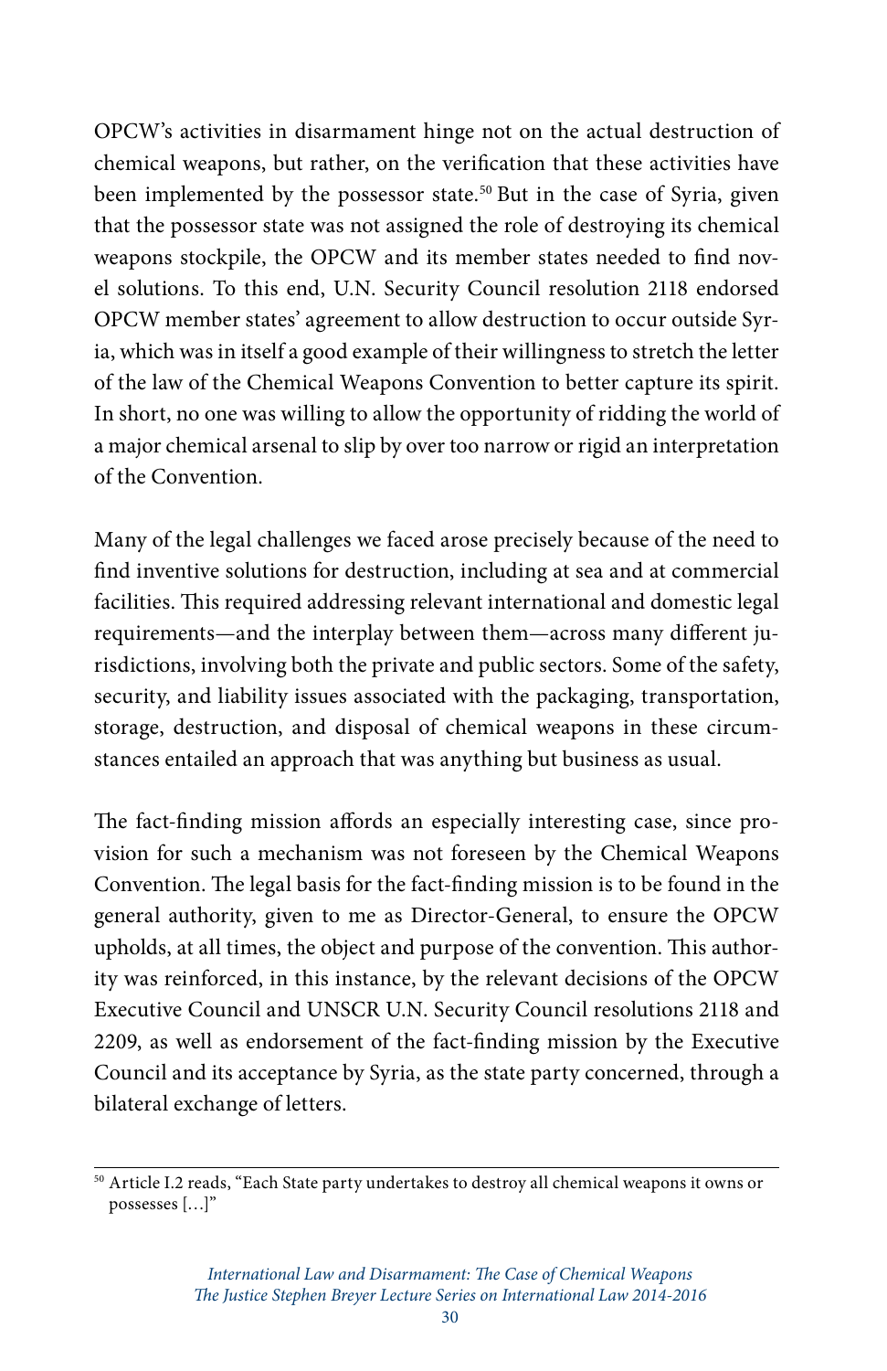OPCW's activities in disarmament hinge not on the actual destruction of chemical weapons, but rather, on the verification that these activities have been implemented by the possessor state.[50] But in the case of Syria, given that the possessor state was not assigned the role of destroying its chemical weapons stockpile, the OPCW and its member states needed to find novel solutions. To this end, U.N. Security Council resolution 2118 endorsed OPCW member states' agreement to allow destruction to occur outside Syria, which was in itself a good example of their willingness to stretch the letter of the law of the Chemical Weapons Convention to better capture its spirit. In short, no one was willing to allow the opportunity of ridding the world of a major chemical arsenal to slip by over too narrow or rigid an interpretation of the Convention.

Many of the legal challenges we faced arose precisely because of the need to find inventive solutions for destruction, including at sea and at commercial facilities. This required addressing relevant international and domestic legal requirements—and the interplay between them—across many different jurisdictions, involving both the private and public sectors. Some of the safety, security, and liability issues associated with the packaging, transportation, storage, destruction, and disposal of chemical weapons in these circumstances entailed an approach that was anything but business as usual.

The fact-finding mission affords an especially interesting case, since provision for such a mechanism was not foreseen by the Chemical Weapons Convention. The legal basis for the fact-finding mission is to be found in the general authority, given to me as Director-General, to ensure the OPCW upholds, at all times, the object and purpose of the convention. This authority was reinforced, in this instance, by the relevant decisions of the OPCW Executive Council and UNSCR U.N. Security Council resolutions 2118 and 2209, as well as endorsement of the fact-finding mission by the Executive Council and its acceptance by Syria, as the state party concerned, through a bilateral exchange of letters.

---

[50] Article I.2 reads, "Each State party undertakes to destroy all chemical weapons it owns or possesses […]"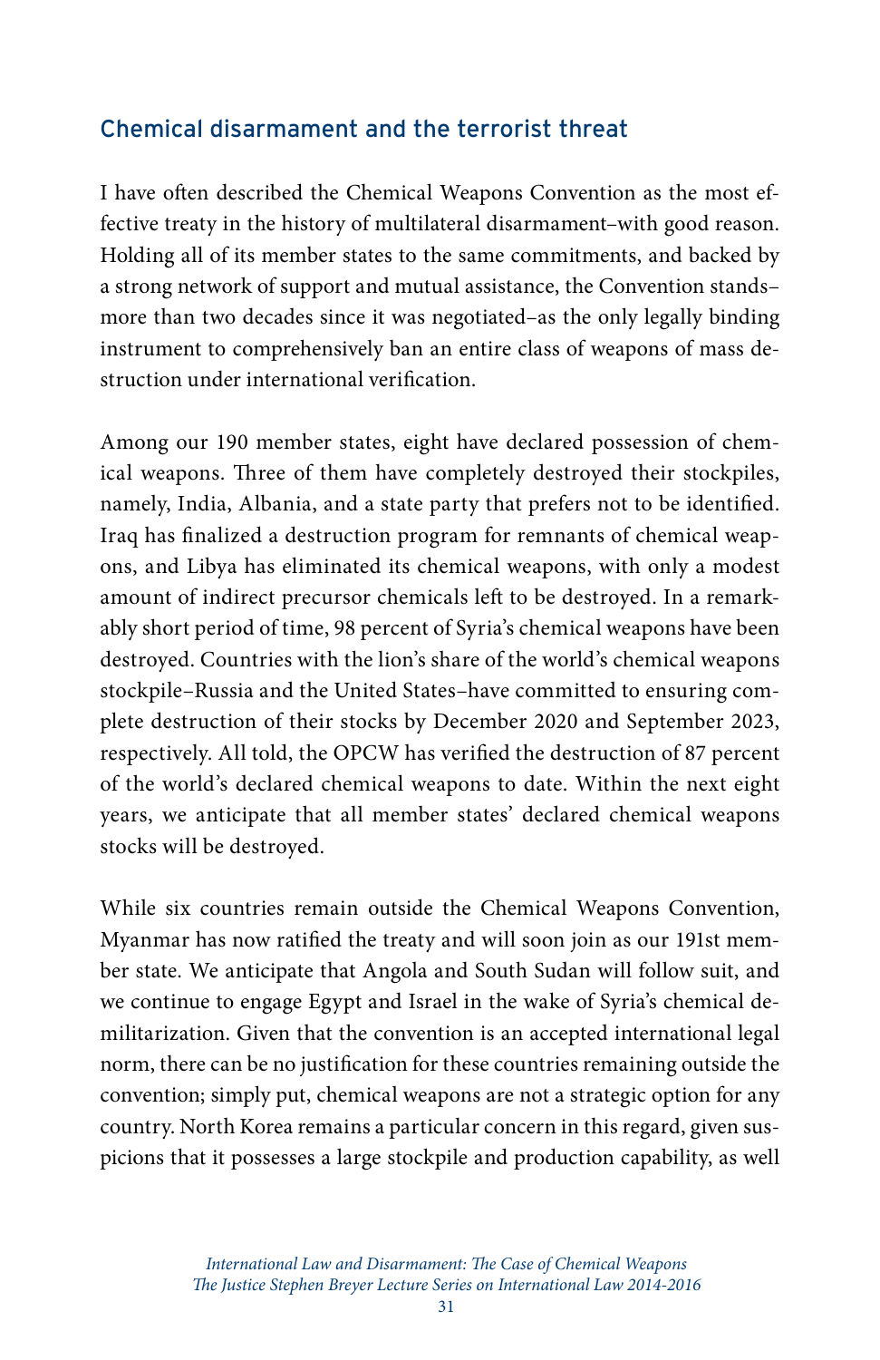## Chemical disarmament and the terrorist threat

I have often described the Chemical Weapons Convention as the most effective treaty in the history of multilateral disarmament–with good reason. Holding all of its member states to the same commitments, and backed by a strong network of support and mutual assistance, the Convention stands–more than two decades since it was negotiated–as the only legally binding instrument to comprehensively ban an entire class of weapons of mass destruction under international verification.

Among our 190 member states, eight have declared possession of chemical weapons. Three of them have completely destroyed their stockpiles, namely, India, Albania, and a state party that prefers not to be identified. Iraq has finalized a destruction program for remnants of chemical weapons, and Libya has eliminated its chemical weapons, with only a modest amount of indirect precursor chemicals left to be destroyed. In a remarkably short period of time, 98 percent of Syria's chemical weapons have been destroyed. Countries with the lion's share of the world's chemical weapons stockpile–Russia and the United States–have committed to ensuring complete destruction of their stocks by December 2020 and September 2023, respectively. All told, the OPCW has verified the destruction of 87 percent of the world's declared chemical weapons to date. Within the next eight years, we anticipate that all member states' declared chemical weapons stocks will be destroyed.

While six countries remain outside the Chemical Weapons Convention, Myanmar has now ratified the treaty and will soon join as our 191st member state. We anticipate that Angola and South Sudan will follow suit, and we continue to engage Egypt and Israel in the wake of Syria's chemical demilitarization. Given that the convention is an accepted international legal norm, there can be no justification for these countries remaining outside the convention; simply put, chemical weapons are not a strategic option for any country. North Korea remains a particular concern in this regard, given suspicions that it possesses a large stockpile and production capability, as well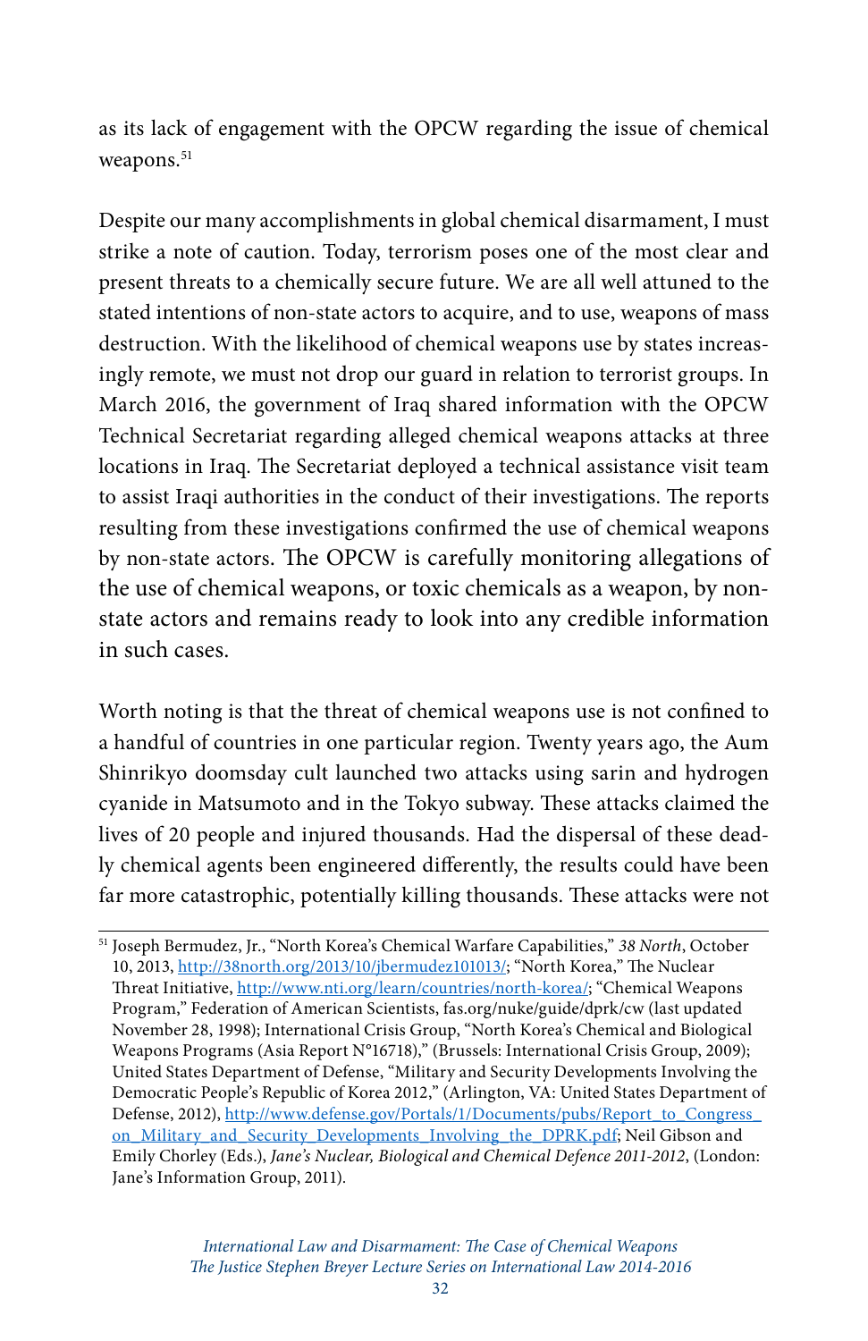as its lack of engagement with the OPCW regarding the issue of chemical weapons.[51]

Despite our many accomplishments in global chemical disarmament, I must strike a note of caution. Today, terrorism poses one of the most clear and present threats to a chemically secure future. We are all well attuned to the stated intentions of non-state actors to acquire, and to use, weapons of mass destruction. With the likelihood of chemical weapons use by states increasingly remote, we must not drop our guard in relation to terrorist groups. In March 2016, the government of Iraq shared information with the OPCW Technical Secretariat regarding alleged chemical weapons attacks at three locations in Iraq. The Secretariat deployed a technical assistance visit team to assist Iraqi authorities in the conduct of their investigations. The reports resulting from these investigations confirmed the use of chemical weapons by non-state actors. The OPCW is carefully monitoring allegations of the use of chemical weapons, or toxic chemicals as a weapon, by non-state actors and remains ready to look into any credible information in such cases.

Worth noting is that the threat of chemical weapons use is not confined to a handful of countries in one particular region. Twenty years ago, the Aum Shinrikyo doomsday cult launched two attacks using sarin and hydrogen cyanide in Matsumoto and in the Tokyo subway. These attacks claimed the lives of 20 people and injured thousands. Had the dispersal of these deadly chemical agents been engineered differently, the results could have been far more catastrophic, potentially killing thousands. These attacks were not

---

[51] Joseph Bermudez, Jr., "North Korea's Chemical Warfare Capabilities," *38 North*, October 10, 2013, http://38north.org/2013/10/jbermudez101013/; "North Korea," The Nuclear Threat Initiative, http://www.nti.org/learn/countries/north-korea/; "Chemical Weapons Program," Federation of American Scientists, fas.org/nuke/guide/dprk/cw (last updated November 28, 1998); International Crisis Group, "North Korea's Chemical and Biological Weapons Programs (Asia Report N°16718)," (Brussels: International Crisis Group, 2009); United States Department of Defense, "Military and Security Developments Involving the Democratic People's Republic of Korea 2012," (Arlington, VA: United States Department of Defense, 2012), http://www.defense.gov/Portals/1/Documents/pubs/Report_to_Congress_on_Military_and_Security_Developments_Involving_the_DPRK.pdf; Neil Gibson and Emily Chorley (Eds.), *Jane's Nuclear, Biological and Chemical Defence 2011-2012*, (London: Jane's Information Group, 2011).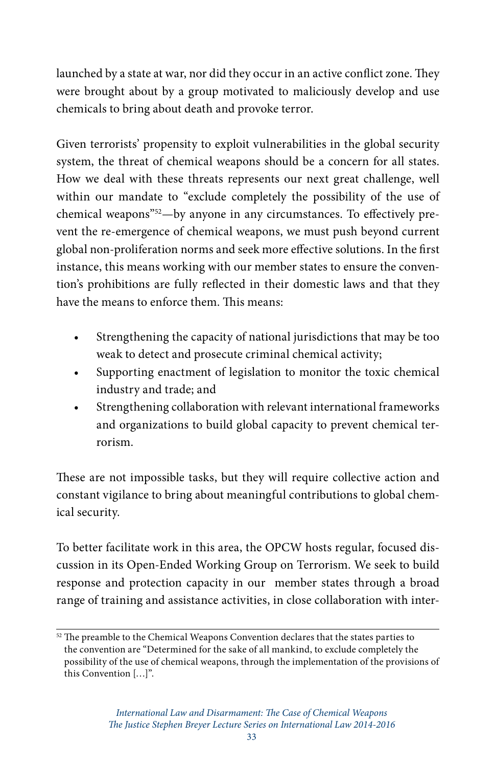launched by a state at war, nor did they occur in an active conflict zone. They were brought about by a group motivated to maliciously develop and use chemicals to bring about death and provoke terror.

Given terrorists' propensity to exploit vulnerabilities in the global security system, the threat of chemical weapons should be a concern for all states. How we deal with these threats represents our next great challenge, well within our mandate to "exclude completely the possibility of the use of chemical weapons"[52]—by anyone in any circumstances. To effectively prevent the re-emergence of chemical weapons, we must push beyond current global non-proliferation norms and seek more effective solutions. In the first instance, this means working with our member states to ensure the convention's prohibitions are fully reflected in their domestic laws and that they have the means to enforce them. This means:

- Strengthening the capacity of national jurisdictions that may be too weak to detect and prosecute criminal chemical activity;
- Supporting enactment of legislation to monitor the toxic chemical industry and trade; and
- Strengthening collaboration with relevant international frameworks and organizations to build global capacity to prevent chemical terrorism.

These are not impossible tasks, but they will require collective action and constant vigilance to bring about meaningful contributions to global chemical security.

To better facilitate work in this area, the OPCW hosts regular, focused discussion in its Open-Ended Working Group on Terrorism. We seek to build response and protection capacity in our member states through a broad range of training and assistance activities, in close collaboration with inter-

---

[52] The preamble to the Chemical Weapons Convention declares that the states parties to the convention are "Determined for the sake of all mankind, to exclude completely the possibility of the use of chemical weapons, through the implementation of the provisions of this Convention […]".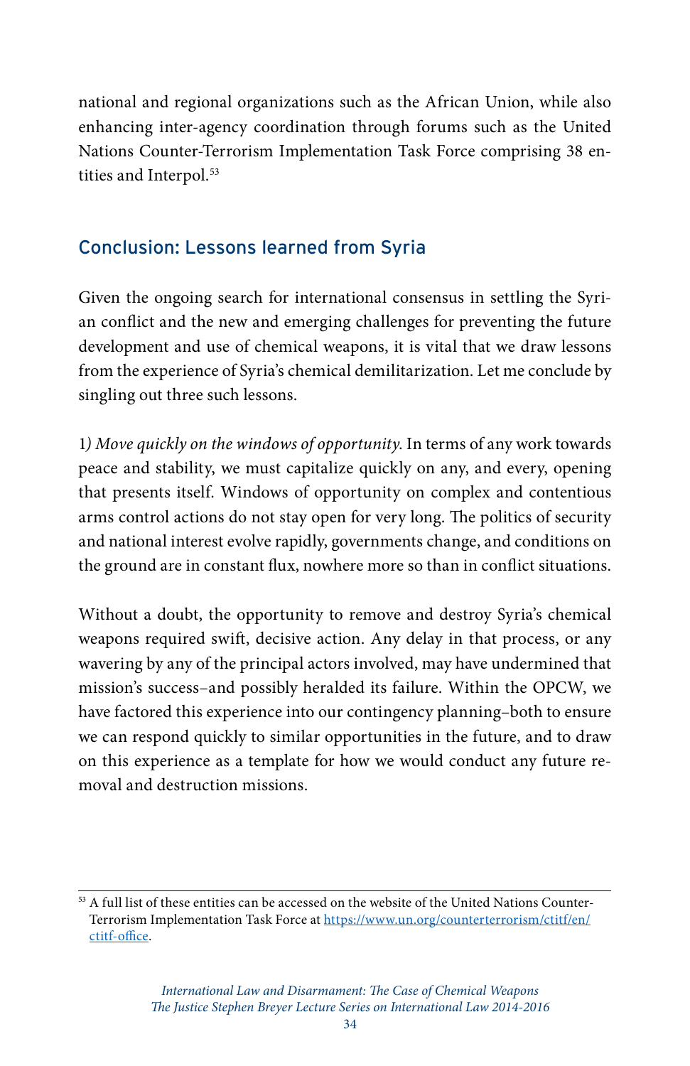national and regional organizations such as the African Union, while also enhancing inter-agency coordination through forums such as the United Nations Counter-Terrorism Implementation Task Force comprising 38 entities and Interpol.[53]

## Conclusion: Lessons learned from Syria

Given the ongoing search for international consensus in settling the Syrian conflict and the new and emerging challenges for preventing the future development and use of chemical weapons, it is vital that we draw lessons from the experience of Syria's chemical demilitarization. Let me conclude by singling out three such lessons.

1*) Move quickly on the windows of opportunity*. In terms of any work towards peace and stability, we must capitalize quickly on any, and every, opening that presents itself. Windows of opportunity on complex and contentious arms control actions do not stay open for very long. The politics of security and national interest evolve rapidly, governments change, and conditions on the ground are in constant flux, nowhere more so than in conflict situations.

Without a doubt, the opportunity to remove and destroy Syria's chemical weapons required swift, decisive action. Any delay in that process, or any wavering by any of the principal actors involved, may have undermined that mission's success–and possibly heralded its failure. Within the OPCW, we have factored this experience into our contingency planning–both to ensure we can respond quickly to similar opportunities in the future, and to draw on this experience as a template for how we would conduct any future removal and destruction missions.

---

[53] A full list of these entities can be accessed on the website of the United Nations Counter-Terrorism Implementation Task Force at https://www.un.org/counterterrorism/ctitf/en/ctitf-office.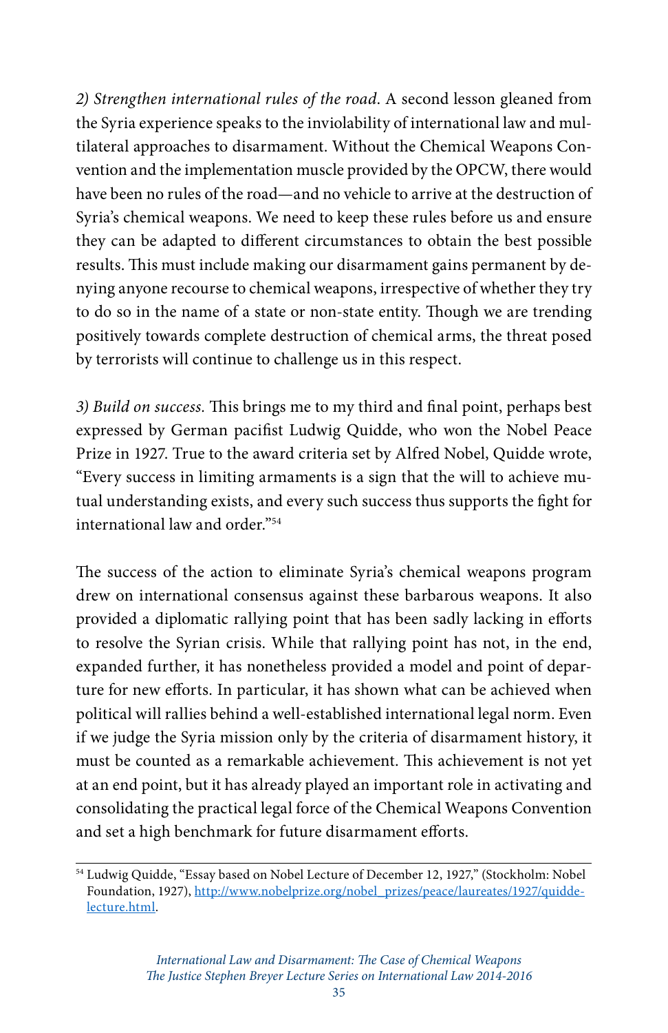*2) Strengthen international rules of the road.* A second lesson gleaned from the Syria experience speaks to the inviolability of international law and multilateral approaches to disarmament. Without the Chemical Weapons Convention and the implementation muscle provided by the OPCW, there would have been no rules of the road—and no vehicle to arrive at the destruction of Syria's chemical weapons. We need to keep these rules before us and ensure they can be adapted to different circumstances to obtain the best possible results. This must include making our disarmament gains permanent by denying anyone recourse to chemical weapons, irrespective of whether they try to do so in the name of a state or non-state entity. Though we are trending positively towards complete destruction of chemical arms, the threat posed by terrorists will continue to challenge us in this respect.

*3) Build on success.* This brings me to my third and final point, perhaps best expressed by German pacifist Ludwig Quidde, who won the Nobel Peace Prize in 1927. True to the award criteria set by Alfred Nobel, Quidde wrote, "Every success in limiting armaments is a sign that the will to achieve mutual understanding exists, and every such success thus supports the fight for international law and order."[54]

The success of the action to eliminate Syria's chemical weapons program drew on international consensus against these barbarous weapons. It also provided a diplomatic rallying point that has been sadly lacking in efforts to resolve the Syrian crisis. While that rallying point has not, in the end, expanded further, it has nonetheless provided a model and point of departure for new efforts. In particular, it has shown what can be achieved when political will rallies behind a well-established international legal norm. Even if we judge the Syria mission only by the criteria of disarmament history, it must be counted as a remarkable achievement. This achievement is not yet at an end point, but it has already played an important role in activating and consolidating the practical legal force of the Chemical Weapons Convention and set a high benchmark for future disarmament efforts.

---

[54] Ludwig Quidde, "Essay based on Nobel Lecture of December 12, 1927," (Stockholm: Nobel Foundation, 1927), http://www.nobelprize.org/nobel_prizes/peace/laureates/1927/quidde-lecture.html.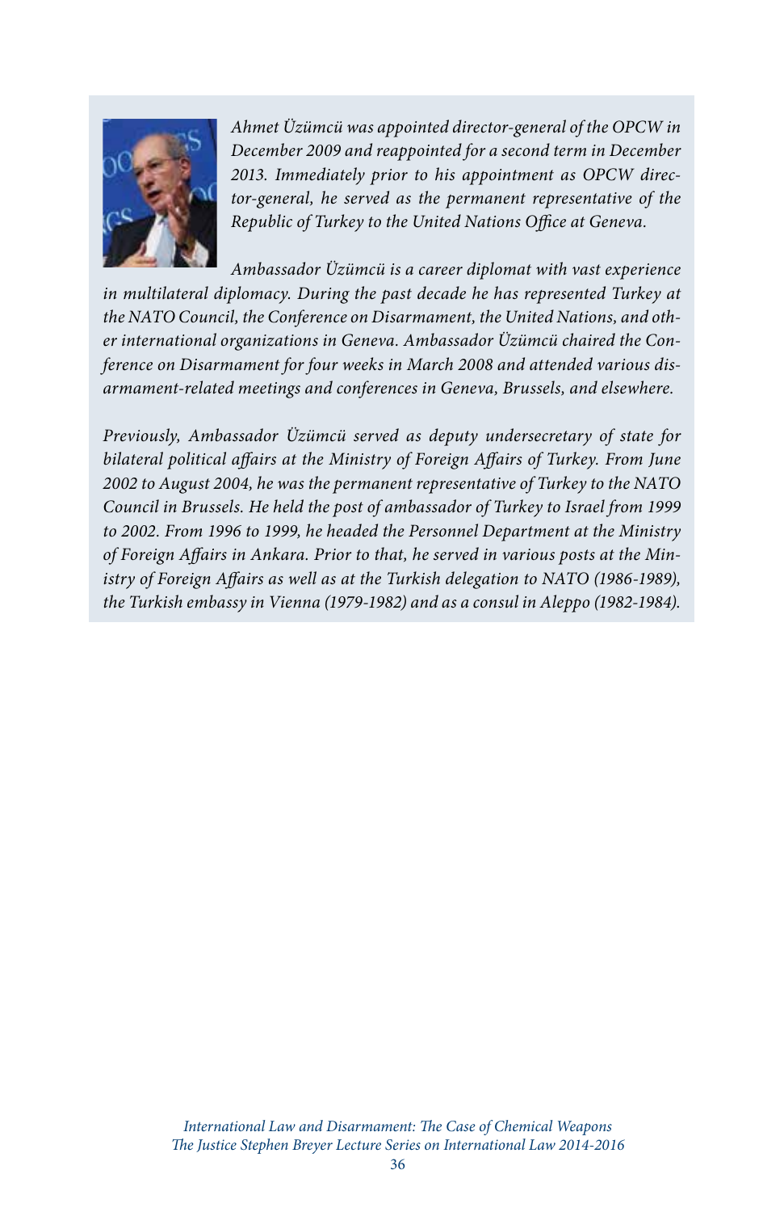*Ahmet Üzümcü was appointed director-general of the OPCW in December 2009 and reappointed for a second term in December 2013. Immediately prior to his appointment as OPCW director-general, he served as the permanent representative of the Republic of Turkey to the United Nations Office at Geneva.*

*Ambassador Üzümcü is a career diplomat with vast experience in multilateral diplomacy. During the past decade he has represented Turkey at the NATO Council, the Conference on Disarmament, the United Nations, and other international organizations in Geneva. Ambassador Üzümcü chaired the Conference on Disarmament for four weeks in March 2008 and attended various disarmament-related meetings and conferences in Geneva, Brussels, and elsewhere.*

*Previously, Ambassador Üzümcü served as deputy undersecretary of state for bilateral political affairs at the Ministry of Foreign Affairs of Turkey. From June 2002 to August 2004, he was the permanent representative of Turkey to the NATO Council in Brussels. He held the post of ambassador of Turkey to Israel from 1999 to 2002. From 1996 to 1999, he headed the Personnel Department at the Ministry of Foreign Affairs in Ankara. Prior to that, he served in various posts at the Ministry of Foreign Affairs as well as at the Turkish delegation to NATO (1986-1989), the Turkish embassy in Vienna (1979-1982) and as a consul in Aleppo (1982-1984).*